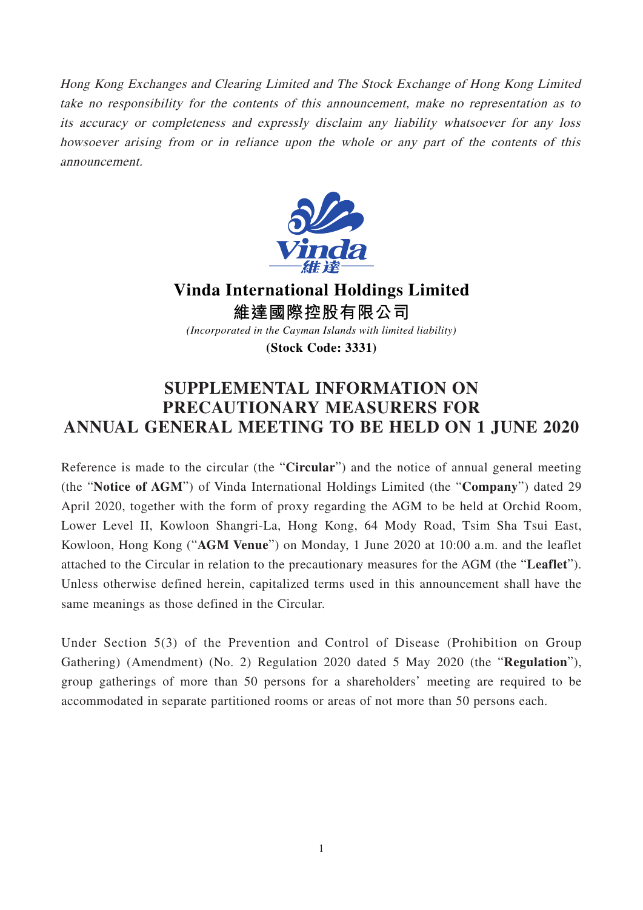*Hong Kong Exchanges and Clearing Limited and The Stock Exchange of Hong Kong Limited take no responsibility for the contents of this announcement, make no representation as to its accuracy or completeness and expressly disclaim any liability whatsoever for any loss howsoever arising from or in reliance upon the whole or any part of the contents of this announcement.*

# Vinda International Holdings Limited

## 維達國際控股有限公司

*(Incorporated in the Cayman Islands with limited liability)*

**(Stock Code: 3331)**

# SUPPLEMENTAL INFORMATION ON PRECAUTIONARY MEASURERS FOR ANNUAL GENERAL MEETING TO BE HELD ON 1 JUNE 2020

Reference is made to the circular (the "**Circular**") and the notice of annual general meeting (the "**Notice of AGM**") of Vinda International Holdings Limited (the "**Company**") dated 29 April 2020, together with the form of proxy regarding the AGM to be held at Orchid Room, Lower Level II, Kowloon Shangri-La, Hong Kong, 64 Mody Road, Tsim Sha Tsui East, Kowloon, Hong Kong ("**AGM Venue**") on Monday, 1 June 2020 at 10:00 a.m. and the leaflet attached to the Circular in relation to the precautionary measures for the AGM (the "**Leaflet**"). Unless otherwise defined herein, capitalized terms used in this announcement shall have the same meanings as those defined in the Circular.

Under Section 5(3) of the Prevention and Control of Disease (Prohibition on Group Gathering) (Amendment) (No. 2) Regulation 2020 dated 5 May 2020 (the "**Regulation**"), group gatherings of more than 50 persons for a shareholders' meeting are required to be accommodated in separate partitioned rooms or areas of not more than 50 persons each.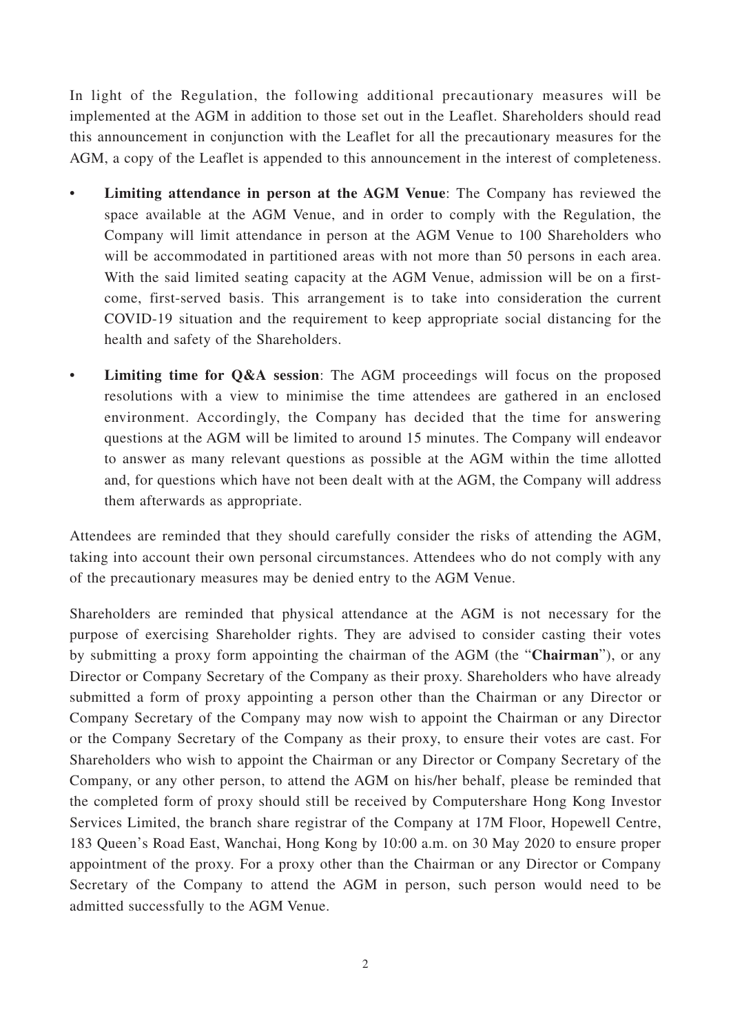In light of the Regulation, the following additional precautionary measures will be implemented at the AGM in addition to those set out in the Leaflet. Shareholders should read this announcement in conjunction with the Leaflet for all the precautionary measures for the AGM, a copy of the Leaflet is appended to this announcement in the interest of completeness.

- **Limiting attendance in person at the AGM Venue**: The Company has reviewed the space available at the AGM Venue, and in order to comply with the Regulation, the Company will limit attendance in person at the AGM Venue to 100 Shareholders who will be accommodated in partitioned areas with not more than 50 persons in each area. With the said limited seating capacity at the AGM Venue, admission will be on a first-come, first-served basis. This arrangement is to take into consideration the current COVID-19 situation and the requirement to keep appropriate social distancing for the health and safety of the Shareholders.
- **Limiting time for Q&A session**: The AGM proceedings will focus on the proposed resolutions with a view to minimise the time attendees are gathered in an enclosed environment. Accordingly, the Company has decided that the time for answering questions at the AGM will be limited to around 15 minutes. The Company will endeavor to answer as many relevant questions as possible at the AGM within the time allotted and, for questions which have not been dealt with at the AGM, the Company will address them afterwards as appropriate.

Attendees are reminded that they should carefully consider the risks of attending the AGM, taking into account their own personal circumstances. Attendees who do not comply with any of the precautionary measures may be denied entry to the AGM Venue.

Shareholders are reminded that physical attendance at the AGM is not necessary for the purpose of exercising Shareholder rights. They are advised to consider casting their votes by submitting a proxy form appointing the chairman of the AGM (the "**Chairman**"), or any Director or Company Secretary of the Company as their proxy. Shareholders who have already submitted a form of proxy appointing a person other than the Chairman or any Director or Company Secretary of the Company may now wish to appoint the Chairman or any Director or the Company Secretary of the Company as their proxy, to ensure their votes are cast. For Shareholders who wish to appoint the Chairman or any Director or Company Secretary of the Company, or any other person, to attend the AGM on his/her behalf, please be reminded that the completed form of proxy should still be received by Computershare Hong Kong Investor Services Limited, the branch share registrar of the Company at 17M Floor, Hopewell Centre, 183 Queen's Road East, Wanchai, Hong Kong by 10:00 a.m. on 30 May 2020 to ensure proper appointment of the proxy. For a proxy other than the Chairman or any Director or Company Secretary of the Company to attend the AGM in person, such person would need to be admitted successfully to the AGM Venue.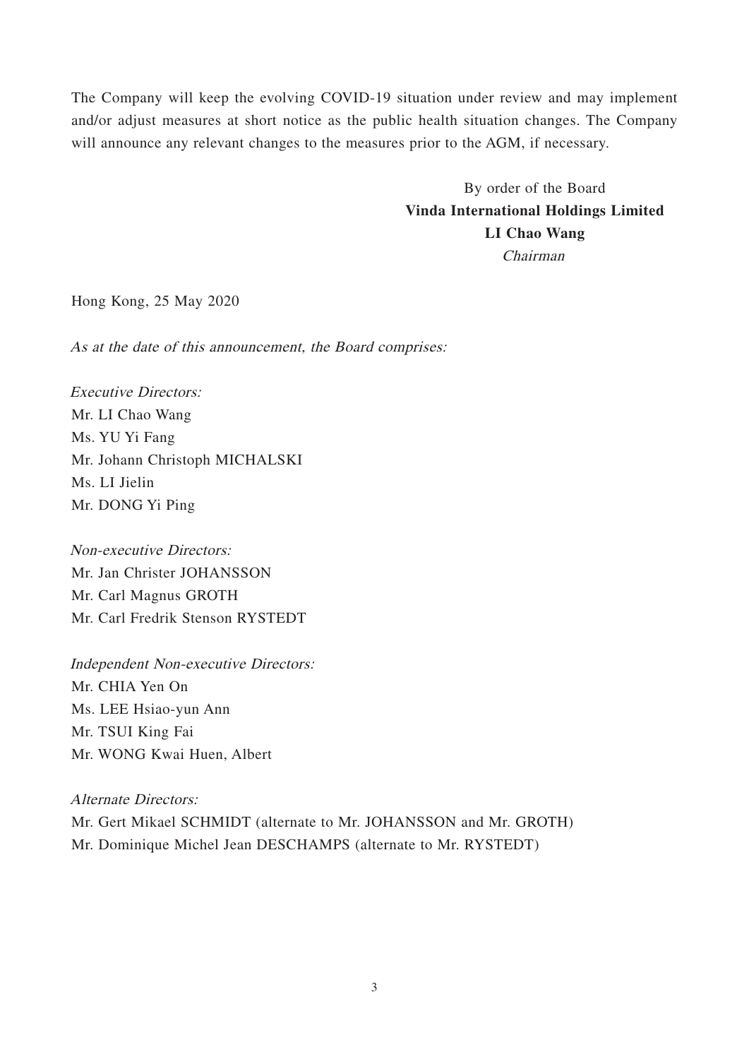The Company will keep the evolving COVID-19 situation under review and may implement and/or adjust measures at short notice as the public health situation changes. The Company will announce any relevant changes to the measures prior to the AGM, if necessary.

By order of the Board
**Vinda International Holdings Limited**
**LI Chao Wang**
*Chairman*

Hong Kong, 25 May 2020

*As at the date of this announcement, the Board comprises:*

*Executive Directors:*
Mr. LI Chao Wang
Ms. YU Yi Fang
Mr. Johann Christoph MICHALSKI
Ms. LI Jielin
Mr. DONG Yi Ping

*Non-executive Directors:*
Mr. Jan Christer JOHANSSON
Mr. Carl Magnus GROTH
Mr. Carl Fredrik Stenson RYSTEDT

*Independent Non-executive Directors:*
Mr. CHIA Yen On
Ms. LEE Hsiao-yun Ann
Mr. TSUI King Fai
Mr. WONG Kwai Huen, Albert

*Alternate Directors:*
Mr. Gert Mikael SCHMIDT (alternate to Mr. JOHANSSON and Mr. GROTH)
Mr. Dominique Michel Jean DESCHAMPS (alternate to Mr. RYSTEDT)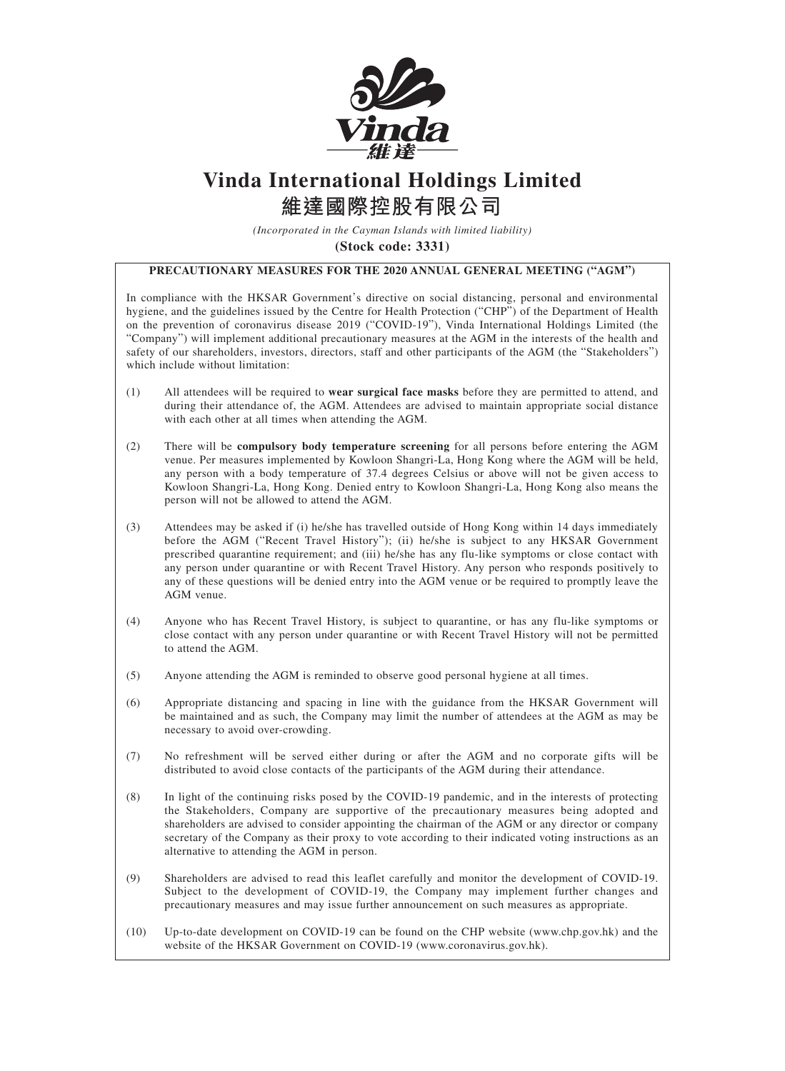# Vinda International Holdings Limited

# 維達國際控股有限公司

*(Incorporated in the Cayman Islands with limited liability)*

**(Stock code: 3331)**

## PRECAUTIONARY MEASURES FOR THE 2020 ANNUAL GENERAL MEETING ("AGM")

In compliance with the HKSAR Government's directive on social distancing, personal and environmental hygiene, and the guidelines issued by the Centre for Health Protection ("CHP") of the Department of Health on the prevention of coronavirus disease 2019 ("COVID-19"), Vinda International Holdings Limited (the "Company") will implement additional precautionary measures at the AGM in the interests of the health and safety of our shareholders, investors, directors, staff and other participants of the AGM (the "Stakeholders") which include without limitation:

(1) All attendees will be required to **wear surgical face masks** before they are permitted to attend, and during their attendance of, the AGM. Attendees are advised to maintain appropriate social distance with each other at all times when attending the AGM.

(2) There will be **compulsory body temperature screening** for all persons before entering the AGM venue. Per measures implemented by Kowloon Shangri-La, Hong Kong where the AGM will be held, any person with a body temperature of 37.4 degrees Celsius or above will not be given access to Kowloon Shangri-La, Hong Kong. Denied entry to Kowloon Shangri-La, Hong Kong also means the person will not be allowed to attend the AGM.

(3) Attendees may be asked if (i) he/she has travelled outside of Hong Kong within 14 days immediately before the AGM ("Recent Travel History"); (ii) he/she is subject to any HKSAR Government prescribed quarantine requirement; and (iii) he/she has any flu-like symptoms or close contact with any person under quarantine or with Recent Travel History. Any person who responds positively to any of these questions will be denied entry into the AGM venue or be required to promptly leave the AGM venue.

(4) Anyone who has Recent Travel History, is subject to quarantine, or has any flu-like symptoms or close contact with any person under quarantine or with Recent Travel History will not be permitted to attend the AGM.

(5) Anyone attending the AGM is reminded to observe good personal hygiene at all times.

(6) Appropriate distancing and spacing in line with the guidance from the HKSAR Government will be maintained and as such, the Company may limit the number of attendees at the AGM as may be necessary to avoid over-crowding.

(7) No refreshment will be served either during or after the AGM and no corporate gifts will be distributed to avoid close contacts of the participants of the AGM during their attendance.

(8) In light of the continuing risks posed by the COVID-19 pandemic, and in the interests of protecting the Stakeholders, Company are supportive of the precautionary measures being adopted and shareholders are advised to consider appointing the chairman of the AGM or any director or company secretary of the Company as their proxy to vote according to their indicated voting instructions as an alternative to attending the AGM in person.

(9) Shareholders are advised to read this leaflet carefully and monitor the development of COVID-19. Subject to the development of COVID-19, the Company may implement further changes and precautionary measures and may issue further announcement on such measures as appropriate.

(10) Up-to-date development on COVID-19 can be found on the CHP website (www.chp.gov.hk) and the website of the HKSAR Government on COVID-19 (www.coronavirus.gov.hk).